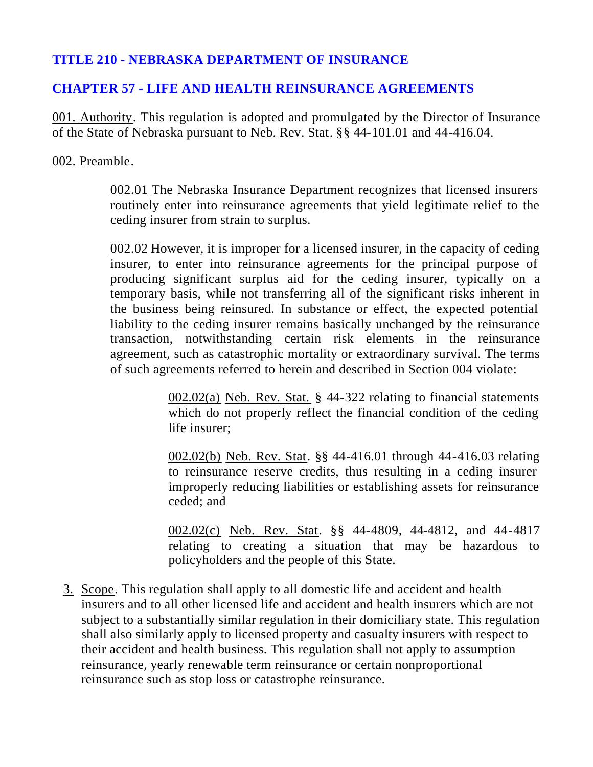# TITLE 210 - NEBRASKA DEPARTMENT OF INSURANCE

## CHAPTER 57 - LIFE AND HEALTH REINSURANCE AGREEMENTS

001. Authority. This regulation is adopted and promulgated by the Director of Insurance of the State of Nebraska pursuant to Neb. Rev. Stat. §§ 44-101.01 and 44-416.04.

002. Preamble.

002.01 The Nebraska Insurance Department recognizes that licensed insurers routinely enter into reinsurance agreements that yield legitimate relief to the ceding insurer from strain to surplus.

002.02 However, it is improper for a licensed insurer, in the capacity of ceding insurer, to enter into reinsurance agreements for the principal purpose of producing significant surplus aid for the ceding insurer, typically on a temporary basis, while not transferring all of the significant risks inherent in the business being reinsured. In substance or effect, the expected potential liability to the ceding insurer remains basically unchanged by the reinsurance transaction, notwithstanding certain risk elements in the reinsurance agreement, such as catastrophic mortality or extraordinary survival. The terms of such agreements referred to herein and described in Section 004 violate:

002.02(a) Neb. Rev. Stat. § 44-322 relating to financial statements which do not properly reflect the financial condition of the ceding life insurer;

002.02(b) Neb. Rev. Stat. §§ 44-416.01 through 44-416.03 relating to reinsurance reserve credits, thus resulting in a ceding insurer improperly reducing liabilities or establishing assets for reinsurance ceded; and

002.02(c) Neb. Rev. Stat. §§ 44-4809, 44-4812, and 44-4817 relating to creating a situation that may be hazardous to policyholders and the people of this State.

3. Scope. This regulation shall apply to all domestic life and accident and health insurers and to all other licensed life and accident and health insurers which are not subject to a substantially similar regulation in their domiciliary state. This regulation shall also similarly apply to licensed property and casualty insurers with respect to their accident and health business. This regulation shall not apply to assumption reinsurance, yearly renewable term reinsurance or certain nonproportional reinsurance such as stop loss or catastrophe reinsurance.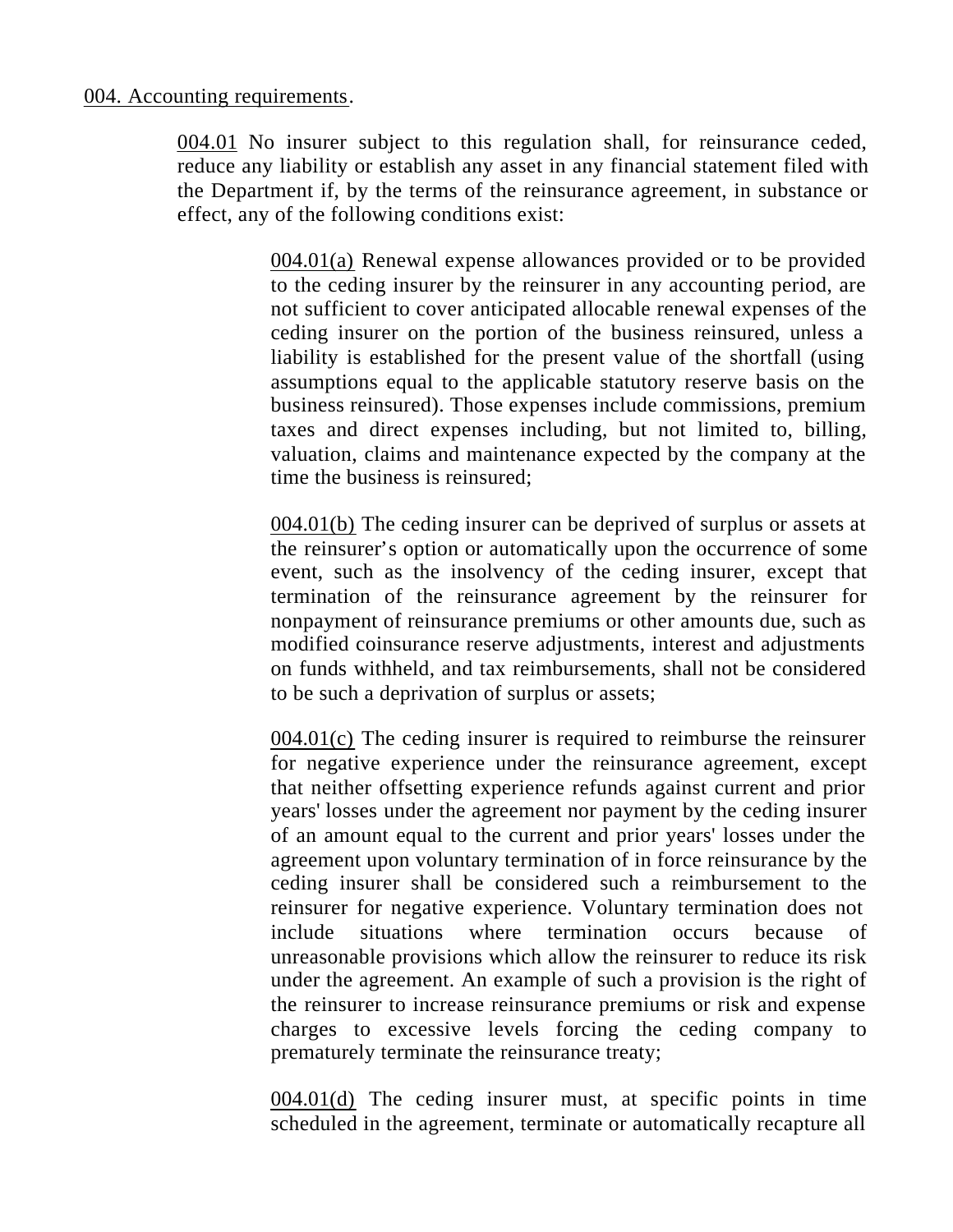004. Accounting requirements.

004.01 No insurer subject to this regulation shall, for reinsurance ceded, reduce any liability or establish any asset in any financial statement filed with the Department if, by the terms of the reinsurance agreement, in substance or effect, any of the following conditions exist:

004.01(a) Renewal expense allowances provided or to be provided to the ceding insurer by the reinsurer in any accounting period, are not sufficient to cover anticipated allocable renewal expenses of the ceding insurer on the portion of the business reinsured, unless a liability is established for the present value of the shortfall (using assumptions equal to the applicable statutory reserve basis on the business reinsured). Those expenses include commissions, premium taxes and direct expenses including, but not limited to, billing, valuation, claims and maintenance expected by the company at the time the business is reinsured;

004.01(b) The ceding insurer can be deprived of surplus or assets at the reinsurer's option or automatically upon the occurrence of some event, such as the insolvency of the ceding insurer, except that termination of the reinsurance agreement by the reinsurer for nonpayment of reinsurance premiums or other amounts due, such as modified coinsurance reserve adjustments, interest and adjustments on funds withheld, and tax reimbursements, shall not be considered to be such a deprivation of surplus or assets;

004.01(c) The ceding insurer is required to reimburse the reinsurer for negative experience under the reinsurance agreement, except that neither offsetting experience refunds against current and prior years' losses under the agreement nor payment by the ceding insurer of an amount equal to the current and prior years' losses under the agreement upon voluntary termination of in force reinsurance by the ceding insurer shall be considered such a reimbursement to the reinsurer for negative experience. Voluntary termination does not include situations where termination occurs because of unreasonable provisions which allow the reinsurer to reduce its risk under the agreement. An example of such a provision is the right of the reinsurer to increase reinsurance premiums or risk and expense charges to excessive levels forcing the ceding company to prematurely terminate the reinsurance treaty;

004.01(d) The ceding insurer must, at specific points in time scheduled in the agreement, terminate or automatically recapture all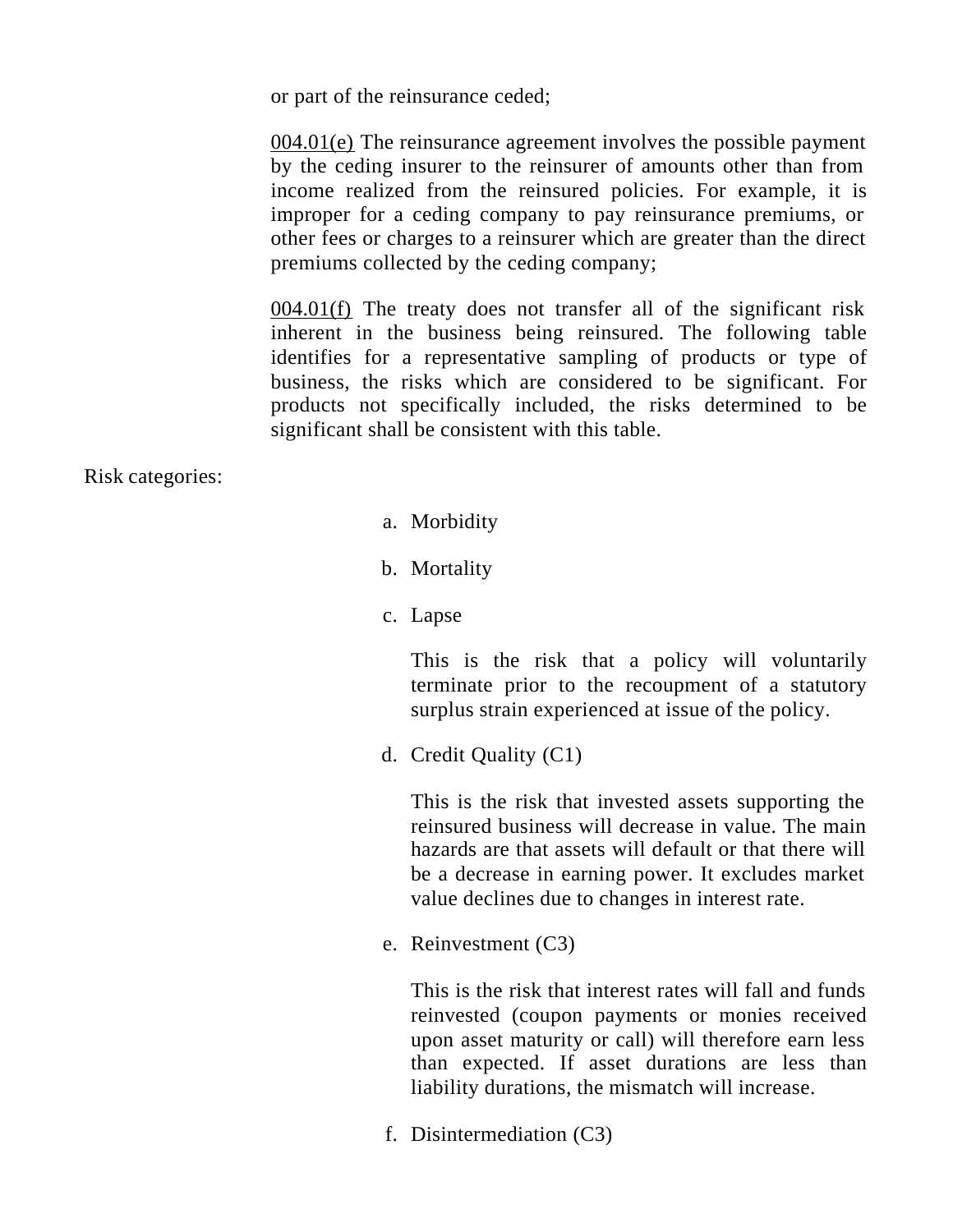or part of the reinsurance ceded;

<u>004.01(e)</u> The reinsurance agreement involves the possible payment by the ceding insurer to the reinsurer of amounts other than from income realized from the reinsured policies. For example, it is improper for a ceding company to pay reinsurance premiums, or other fees or charges to a reinsurer which are greater than the direct premiums collected by the ceding company;

<u>004.01(f)</u> The treaty does not transfer all of the significant risk inherent in the business being reinsured. The following table identifies for a representative sampling of products or type of business, the risks which are considered to be significant. For products not specifically included, the risks determined to be significant shall be consistent with this table.

Risk categories:

a. Morbidity

b. Mortality

c. Lapse

   This is the risk that a policy will voluntarily terminate prior to the recoupment of a statutory surplus strain experienced at issue of the policy.

d. Credit Quality (C1)

   This is the risk that invested assets supporting the reinsured business will decrease in value. The main hazards are that assets will default or that there will be a decrease in earning power. It excludes market value declines due to changes in interest rate.

e. Reinvestment (C3)

   This is the risk that interest rates will fall and funds reinvested (coupon payments or monies received upon asset maturity or call) will therefore earn less than expected. If asset durations are less than liability durations, the mismatch will increase.

f. Disintermediation (C3)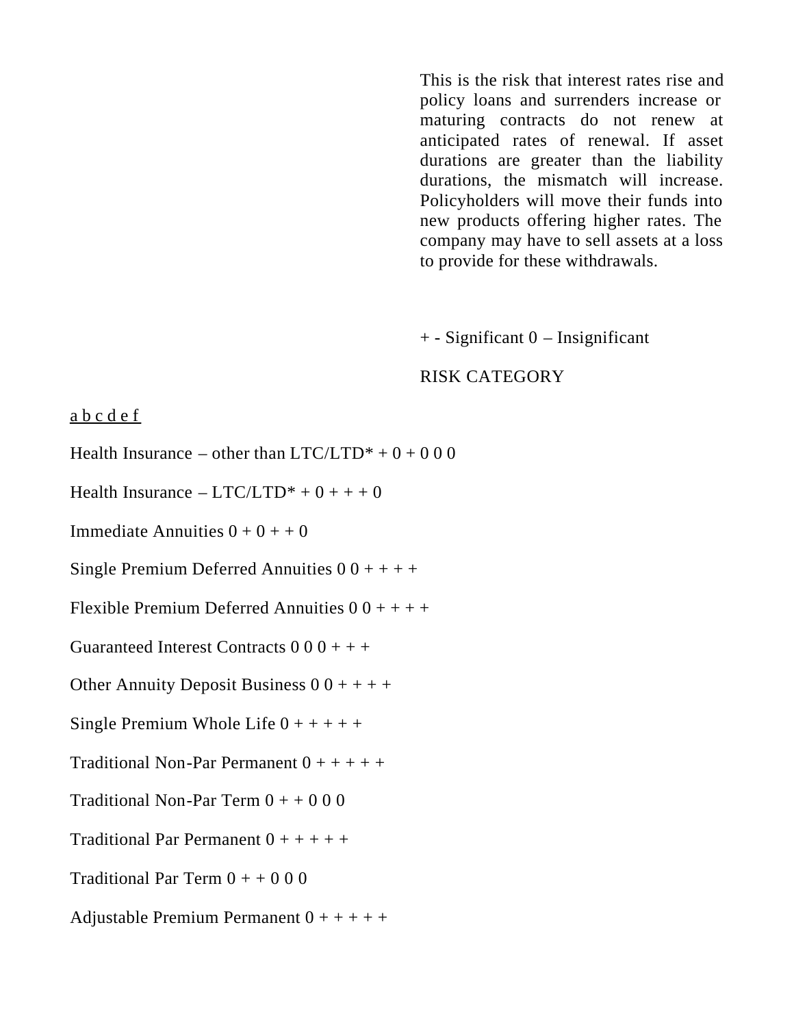This is the risk that interest rates rise and policy loans and surrenders increase or maturing contracts do not renew at anticipated rates of renewal. If asset durations are greater than the liability durations, the mismatch will increase. Policyholders will move their funds into new products offering higher rates. The company may have to sell assets at a loss to provide for these withdrawals.

\+ - Significant 0 – Insignificant

RISK CATEGORY

| | a | b | c | d | e | f |
|---|---|---|---|---|---|---|
| Health Insurance – other than LTC/LTD* | + | 0 | + | 0 | 0 | 0 |
| Health Insurance – LTC/LTD* | + | 0 | + | + | + | 0 |
| Immediate Annuities | 0 | + | 0 | + | + | 0 |
| Single Premium Deferred Annuities | 0 | 0 | + | + | + | + |
| Flexible Premium Deferred Annuities | 0 | 0 | + | + | + | + |
| Guaranteed Interest Contracts | 0 | 0 | 0 | + | + | + |
| Other Annuity Deposit Business | 0 | 0 | + | + | + | + |
| Single Premium Whole Life | 0 | + | + | + | + | + |
| Traditional Non-Par Permanent | 0 | + | + | + | + | + |
| Traditional Non-Par Term | 0 | + | + | 0 | 0 | 0 |
| Traditional Par Permanent | 0 | + | + | + | + | + |
| Traditional Par Term | 0 | + | + | 0 | 0 | 0 |
| Adjustable Premium Permanent | 0 | + | + | + | + | + |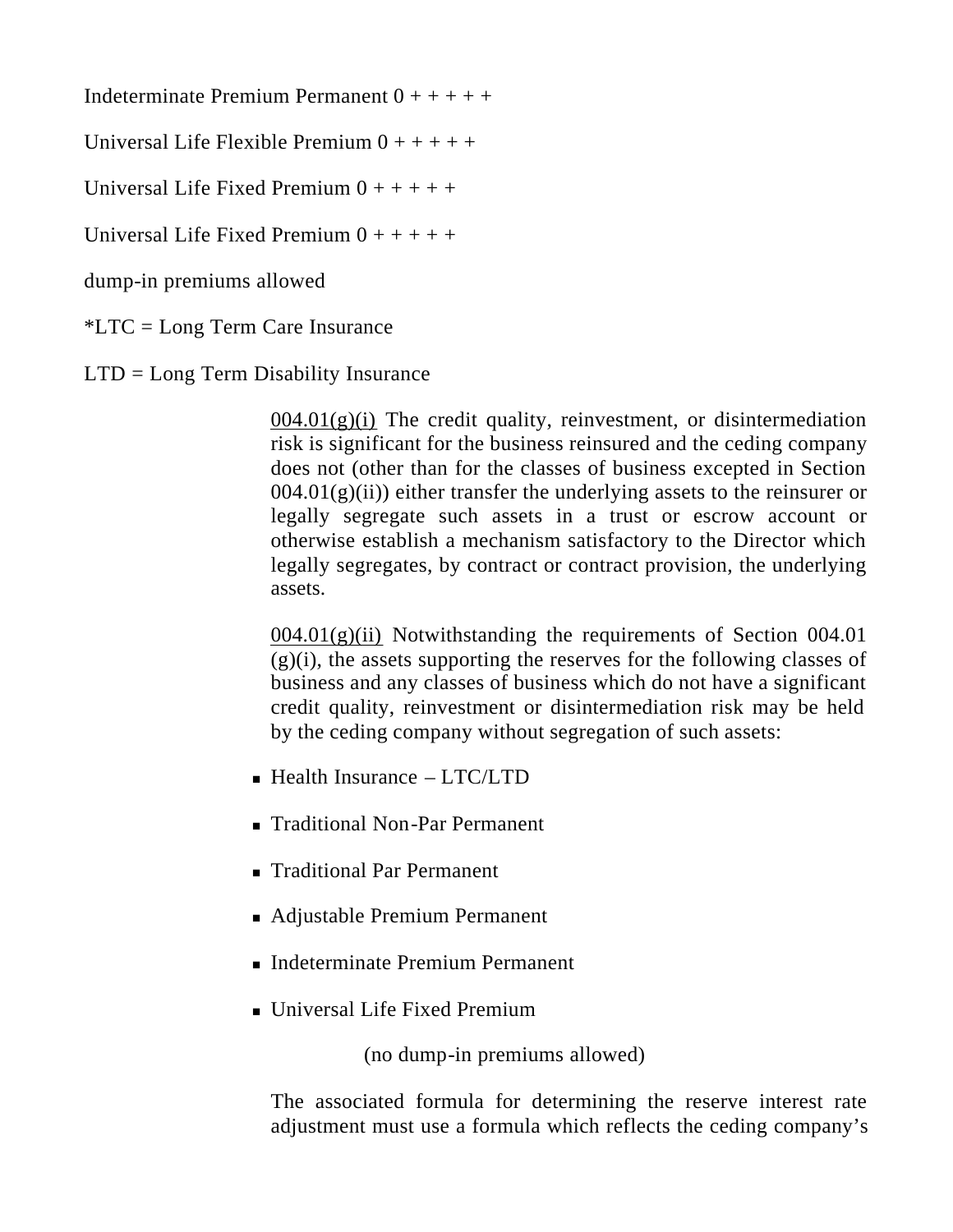Indeterminate Premium Permanent 0 + + + + +

Universal Life Flexible Premium 0 + + + + +

Universal Life Fixed Premium 0 + + + + +

Universal Life Fixed Premium 0 + + + + +

dump-in premiums allowed

*LTC = Long Term Care Insurance

LTD = Long Term Disability Insurance

004.01(g)(i) The credit quality, reinvestment, or disintermediation risk is significant for the business reinsured and the ceding company does not (other than for the classes of business excepted in Section 004.01(g)(ii)) either transfer the underlying assets to the reinsurer or legally segregate such assets in a trust or escrow account or otherwise establish a mechanism satisfactory to the Director which legally segregates, by contract or contract provision, the underlying assets.

004.01(g)(ii) Notwithstanding the requirements of Section 004.01 (g)(i), the assets supporting the reserves for the following classes of business and any classes of business which do not have a significant credit quality, reinvestment or disintermediation risk may be held by the ceding company without segregation of such assets:

- Health Insurance – LTC/LTD
- Traditional Non-Par Permanent
- Traditional Par Permanent
- Adjustable Premium Permanent
- Indeterminate Premium Permanent
- Universal Life Fixed Premium

(no dump-in premiums allowed)

The associated formula for determining the reserve interest rate adjustment must use a formula which reflects the ceding company's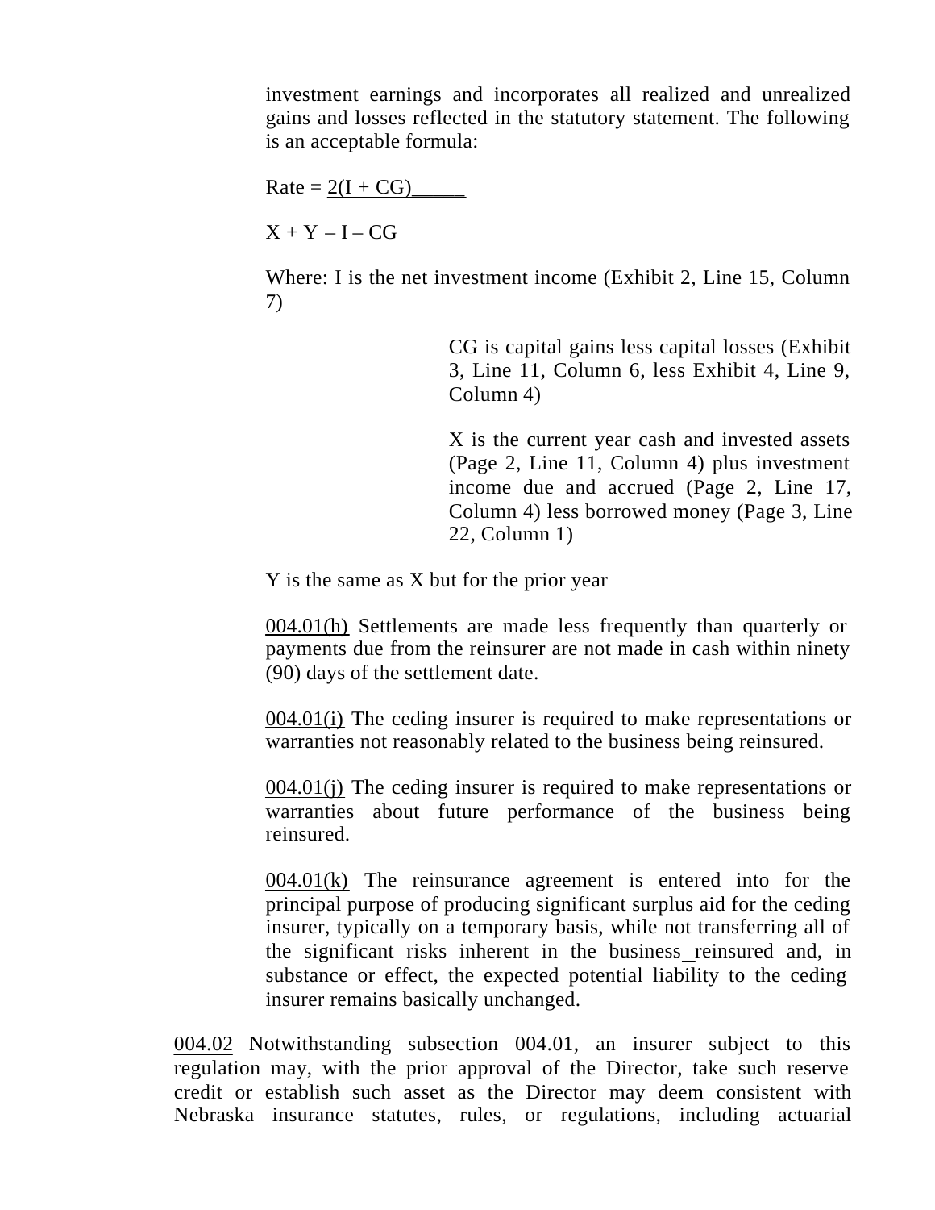investment earnings and incorporates all realized and unrealized gains and losses reflected in the statutory statement. The following is an acceptable formula:

$$\text{Rate} = \frac{2(I + CG)}{X + Y - I - CG}$$

Where: I is the net investment income (Exhibit 2, Line 15, Column 7)

CG is capital gains less capital losses (Exhibit 3, Line 11, Column 6, less Exhibit 4, Line 9, Column 4)

X is the current year cash and invested assets (Page 2, Line 11, Column 4) plus investment income due and accrued (Page 2, Line 17, Column 4) less borrowed money (Page 3, Line 22, Column 1)

Y is the same as X but for the prior year

004.01(h) Settlements are made less frequently than quarterly or payments due from the reinsurer are not made in cash within ninety (90) days of the settlement date.

004.01(i) The ceding insurer is required to make representations or warranties not reasonably related to the business being reinsured.

004.01(j) The ceding insurer is required to make representations or warranties about future performance of the business being reinsured.

004.01(k) The reinsurance agreement is entered into for the principal purpose of producing significant surplus aid for the ceding insurer, typically on a temporary basis, while not transferring all of the significant risks inherent in the business reinsured and, in substance or effect, the expected potential liability to the ceding insurer remains basically unchanged.

004.02 Notwithstanding subsection 004.01, an insurer subject to this regulation may, with the prior approval of the Director, take such reserve credit or establish such asset as the Director may deem consistent with Nebraska insurance statutes, rules, or regulations, including actuarial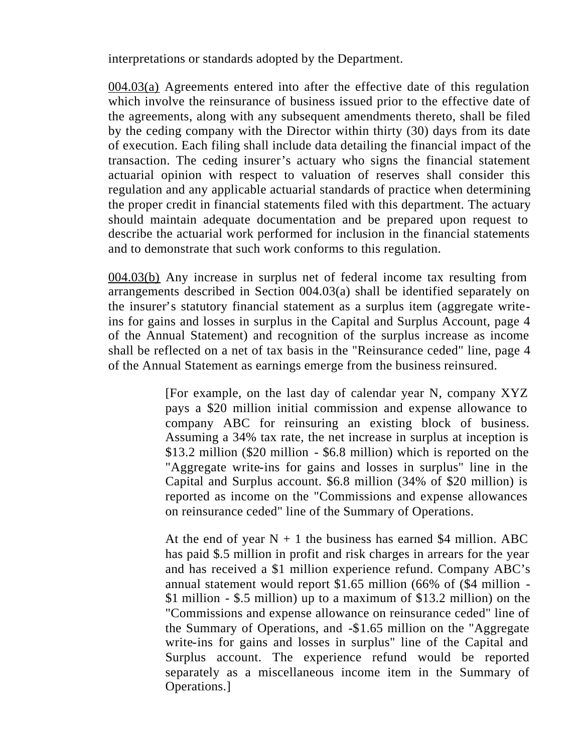interpretations or standards adopted by the Department.

004.03(a) Agreements entered into after the effective date of this regulation which involve the reinsurance of business issued prior to the effective date of the agreements, along with any subsequent amendments thereto, shall be filed by the ceding company with the Director within thirty (30) days from its date of execution. Each filing shall include data detailing the financial impact of the transaction. The ceding insurer's actuary who signs the financial statement actuarial opinion with respect to valuation of reserves shall consider this regulation and any applicable actuarial standards of practice when determining the proper credit in financial statements filed with this department. The actuary should maintain adequate documentation and be prepared upon request to describe the actuarial work performed for inclusion in the financial statements and to demonstrate that such work conforms to this regulation.

004.03(b) Any increase in surplus net of federal income tax resulting from arrangements described in Section 004.03(a) shall be identified separately on the insurer's statutory financial statement as a surplus item (aggregate write-ins for gains and losses in surplus in the Capital and Surplus Account, page 4 of the Annual Statement) and recognition of the surplus increase as income shall be reflected on a net of tax basis in the "Reinsurance ceded" line, page 4 of the Annual Statement as earnings emerge from the business reinsured.

> [For example, on the last day of calendar year N, company XYZ pays a $20 million initial commission and expense allowance to company ABC for reinsuring an existing block of business. Assuming a 34% tax rate, the net increase in surplus at inception is $13.2 million ($20 million - $6.8 million) which is reported on the "Aggregate write-ins for gains and losses in surplus" line in the Capital and Surplus account. $6.8 million (34% of $20 million) is reported as income on the "Commissions and expense allowances on reinsurance ceded" line of the Summary of Operations.
>
> At the end of year N + 1 the business has earned $4 million. ABC has paid $.5 million in profit and risk charges in arrears for the year and has received a $1 million experience refund. Company ABC's annual statement would report $1.65 million (66% of ($4 million - $1 million - $.5 million) up to a maximum of $13.2 million) on the "Commissions and expense allowance on reinsurance ceded" line of the Summary of Operations, and -$1.65 million on the "Aggregate write-ins for gains and losses in surplus" line of the Capital and Surplus account. The experience refund would be reported separately as a miscellaneous income item in the Summary of Operations.]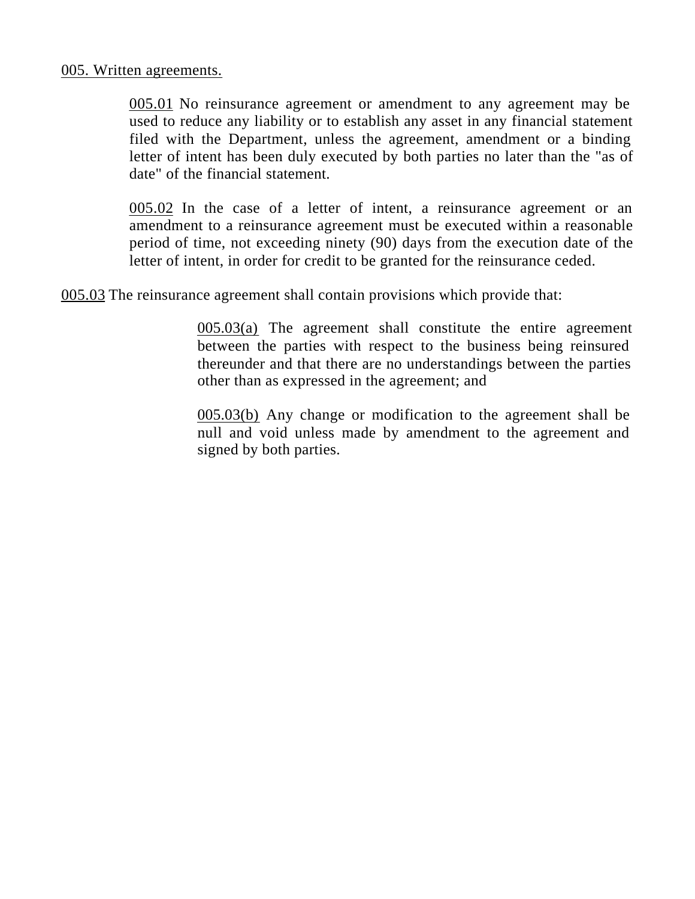005. Written agreements.

005.01 No reinsurance agreement or amendment to any agreement may be used to reduce any liability or to establish any asset in any financial statement filed with the Department, unless the agreement, amendment or a binding letter of intent has been duly executed by both parties no later than the "as of date" of the financial statement.

005.02 In the case of a letter of intent, a reinsurance agreement or an amendment to a reinsurance agreement must be executed within a reasonable period of time, not exceeding ninety (90) days from the execution date of the letter of intent, in order for credit to be granted for the reinsurance ceded.

005.03 The reinsurance agreement shall contain provisions which provide that:

005.03(a) The agreement shall constitute the entire agreement between the parties with respect to the business being reinsured thereunder and that there are no understandings between the parties other than as expressed in the agreement; and

005.03(b) Any change or modification to the agreement shall be null and void unless made by amendment to the agreement and signed by both parties.